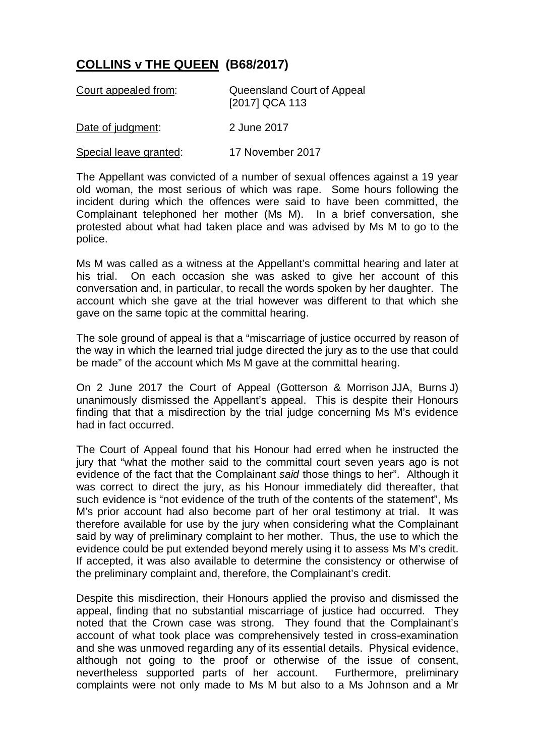# **COLLINS v THE QUEEN (B68/2017)**

| | |
|---|---|
| Court appealed from: | Queensland Court of Appeal [2017] QCA 113 |
| Date of judgment: | 2 June 2017 |
| Special leave granted: | 17 November 2017 |

The Appellant was convicted of a number of sexual offences against a 19 year old woman, the most serious of which was rape. Some hours following the incident during which the offences were said to have been committed, the Complainant telephoned her mother (Ms M). In a brief conversation, she protested about what had taken place and was advised by Ms M to go to the police.

Ms M was called as a witness at the Appellant's committal hearing and later at his trial. On each occasion she was asked to give her account of this conversation and, in particular, to recall the words spoken by her daughter. The account which she gave at the trial however was different to that which she gave on the same topic at the committal hearing.

The sole ground of appeal is that a "miscarriage of justice occurred by reason of the way in which the learned trial judge directed the jury as to the use that could be made" of the account which Ms M gave at the committal hearing.

On 2 June 2017 the Court of Appeal (Gotterson & Morrison JJA, Burns J) unanimously dismissed the Appellant's appeal. This is despite their Honours finding that that a misdirection by the trial judge concerning Ms M's evidence had in fact occurred.

The Court of Appeal found that his Honour had erred when he instructed the jury that "what the mother said to the committal court seven years ago is not evidence of the fact that the Complainant *said* those things to her". Although it was correct to direct the jury, as his Honour immediately did thereafter, that such evidence is "not evidence of the truth of the contents of the statement", Ms M's prior account had also become part of her oral testimony at trial. It was therefore available for use by the jury when considering what the Complainant said by way of preliminary complaint to her mother. Thus, the use to which the evidence could be put extended beyond merely using it to assess Ms M's credit. If accepted, it was also available to determine the consistency or otherwise of the preliminary complaint and, therefore, the Complainant's credit.

Despite this misdirection, their Honours applied the proviso and dismissed the appeal, finding that no substantial miscarriage of justice had occurred. They noted that the Crown case was strong. They found that the Complainant's account of what took place was comprehensively tested in cross-examination and she was unmoved regarding any of its essential details. Physical evidence, although not going to the proof or otherwise of the issue of consent, nevertheless supported parts of her account. Furthermore, preliminary complaints were not only made to Ms M but also to a Ms Johnson and a Mr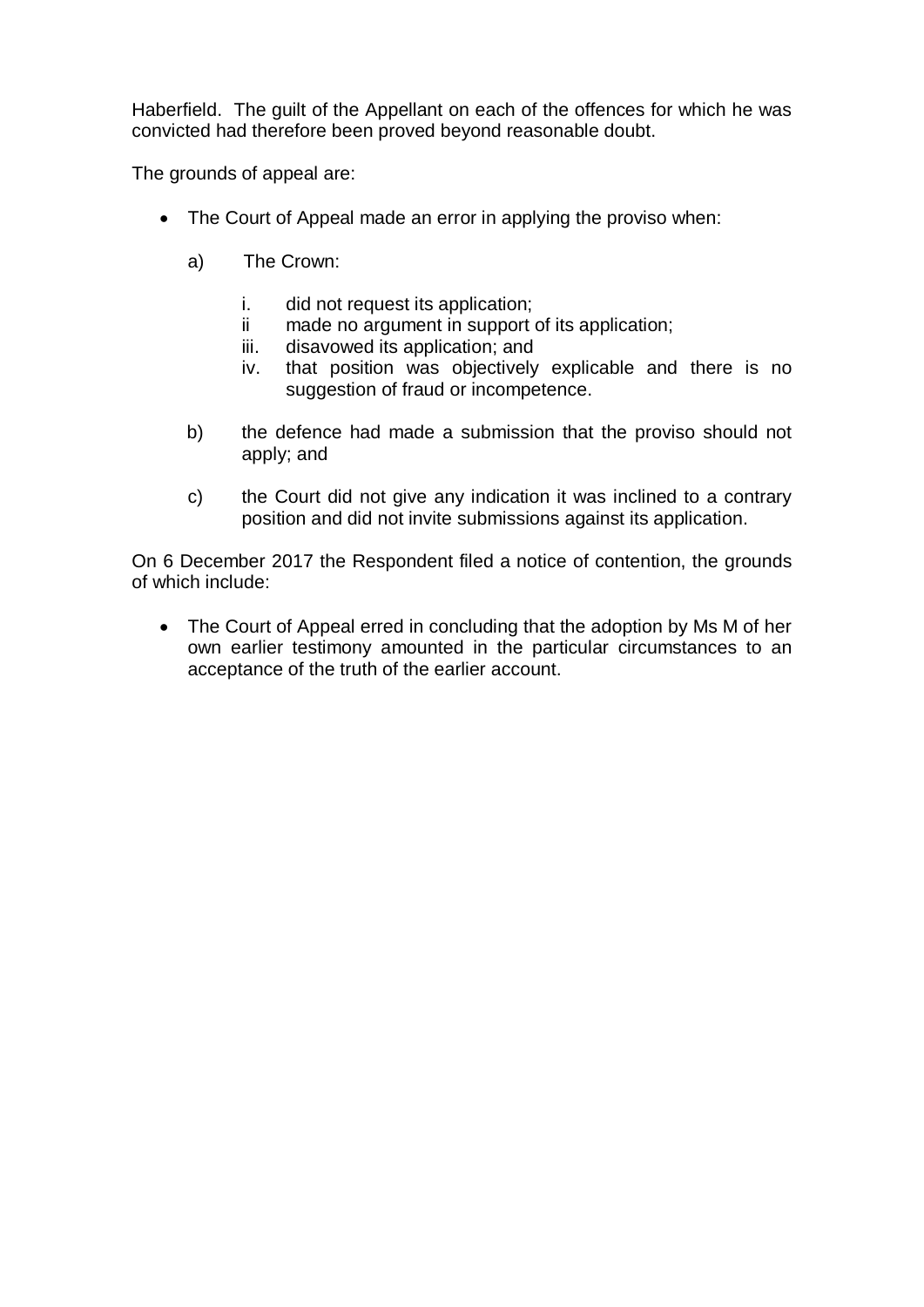Haberfield. The guilt of the Appellant on each of the offences for which he was convicted had therefore been proved beyond reasonable doubt.

The grounds of appeal are:

- The Court of Appeal made an error in applying the proviso when:

  a) The Crown:

     i. did not request its application;
     ii made no argument in support of its application;
     iii. disavowed its application; and
     iv. that position was objectively explicable and there is no suggestion of fraud or incompetence.

  b) the defence had made a submission that the proviso should not apply; and

  c) the Court did not give any indication it was inclined to a contrary position and did not invite submissions against its application.

On 6 December 2017 the Respondent filed a notice of contention, the grounds of which include:

- The Court of Appeal erred in concluding that the adoption by Ms M of her own earlier testimony amounted in the particular circumstances to an acceptance of the truth of the earlier account.